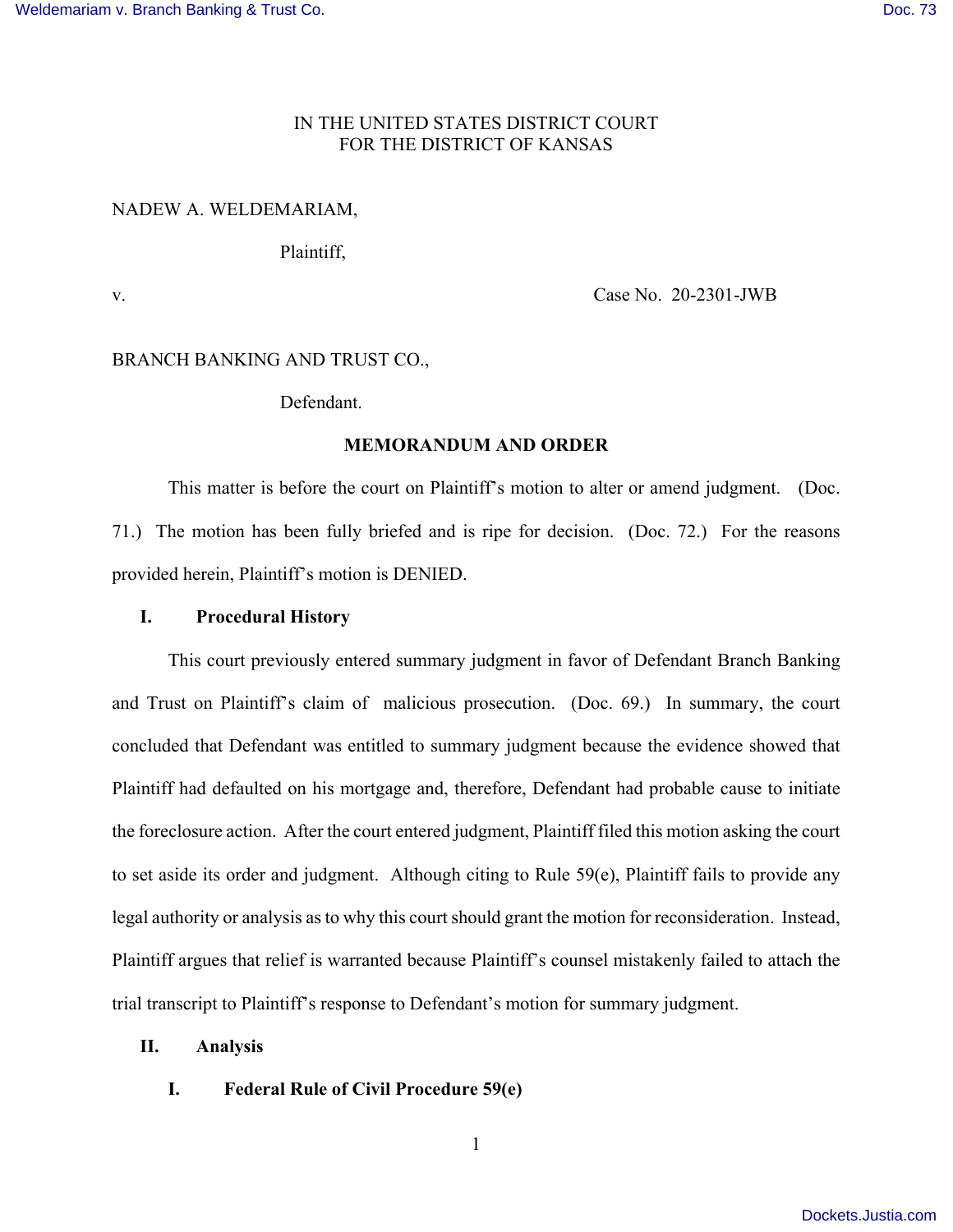IN THE UNITED STATES DISTRICT COURT
FOR THE DISTRICT OF KANSAS

NADEW A. WELDEMARIAM,

Plaintiff,

v. Case No. 20-2301-JWB

BRANCH BANKING AND TRUST CO.,

Defendant.

**MEMORANDUM AND ORDER**

This matter is before the court on Plaintiff's motion to alter or amend judgment. (Doc. 71.) The motion has been fully briefed and is ripe for decision. (Doc. 72.) For the reasons provided herein, Plaintiff's motion is DENIED.

## I. Procedural History

This court previously entered summary judgment in favor of Defendant Branch Banking and Trust on Plaintiff's claim of malicious prosecution. (Doc. 69.) In summary, the court concluded that Defendant was entitled to summary judgment because the evidence showed that Plaintiff had defaulted on his mortgage and, therefore, Defendant had probable cause to initiate the foreclosure action. After the court entered judgment, Plaintiff filed this motion asking the court to set aside its order and judgment. Although citing to Rule 59(e), Plaintiff fails to provide any legal authority or analysis as to why this court should grant the motion for reconsideration. Instead, Plaintiff argues that relief is warranted because Plaintiff's counsel mistakenly failed to attach the trial transcript to Plaintiff's response to Defendant's motion for summary judgment.

## II. Analysis

### I. Federal Rule of Civil Procedure 59(e)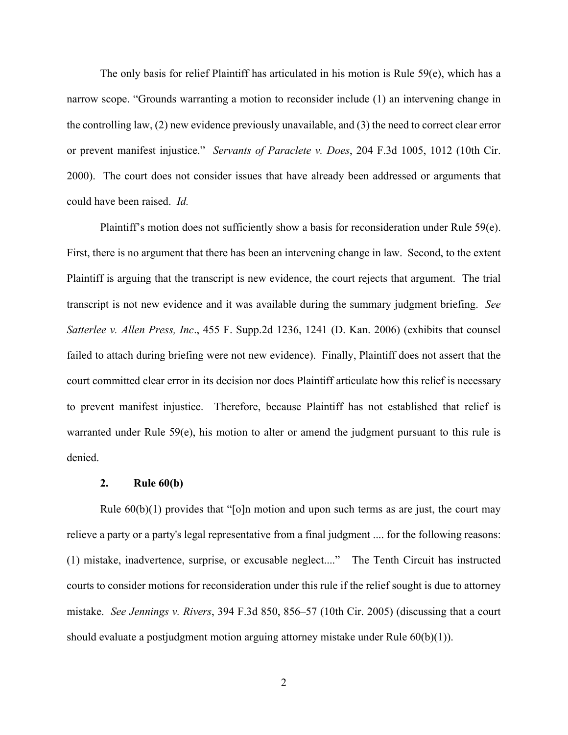The only basis for relief Plaintiff has articulated in his motion is Rule 59(e), which has a narrow scope. "Grounds warranting a motion to reconsider include (1) an intervening change in the controlling law, (2) new evidence previously unavailable, and (3) the need to correct clear error or prevent manifest injustice." *Servants of Paraclete v. Does*, 204 F.3d 1005, 1012 (10th Cir. 2000). The court does not consider issues that have already been addressed or arguments that could have been raised. *Id.*

Plaintiff's motion does not sufficiently show a basis for reconsideration under Rule 59(e). First, there is no argument that there has been an intervening change in law. Second, to the extent Plaintiff is arguing that the transcript is new evidence, the court rejects that argument. The trial transcript is not new evidence and it was available during the summary judgment briefing. *See Satterlee v. Allen Press, Inc*., 455 F. Supp.2d 1236, 1241 (D. Kan. 2006) (exhibits that counsel failed to attach during briefing were not new evidence). Finally, Plaintiff does not assert that the court committed clear error in its decision nor does Plaintiff articulate how this relief is necessary to prevent manifest injustice. Therefore, because Plaintiff has not established that relief is warranted under Rule 59(e), his motion to alter or amend the judgment pursuant to this rule is denied.

**2. Rule 60(b)**

Rule 60(b)(1) provides that "[o]n motion and upon such terms as are just, the court may relieve a party or a party's legal representative from a final judgment .... for the following reasons: (1) mistake, inadvertence, surprise, or excusable neglect...." The Tenth Circuit has instructed courts to consider motions for reconsideration under this rule if the relief sought is due to attorney mistake. *See Jennings v. Rivers*, 394 F.3d 850, 856–57 (10th Cir. 2005) (discussing that a court should evaluate a postjudgment motion arguing attorney mistake under Rule 60(b)(1)).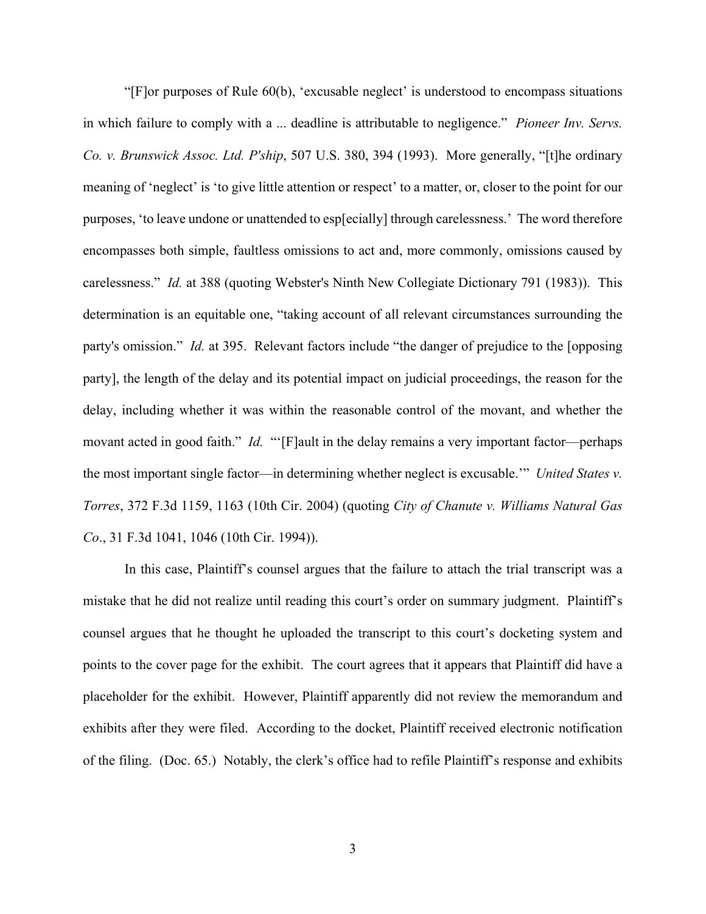"[F]or purposes of Rule 60(b), 'excusable neglect' is understood to encompass situations in which failure to comply with a ... deadline is attributable to negligence." *Pioneer Inv. Servs. Co. v. Brunswick Assoc. Ltd. P'ship*, 507 U.S. 380, 394 (1993). More generally, "[t]he ordinary meaning of 'neglect' is 'to give little attention or respect' to a matter, or, closer to the point for our purposes, 'to leave undone or unattended to esp[ecially] through carelessness.' The word therefore encompasses both simple, faultless omissions to act and, more commonly, omissions caused by carelessness." *Id.* at 388 (quoting Webster's Ninth New Collegiate Dictionary 791 (1983)). This determination is an equitable one, "taking account of all relevant circumstances surrounding the party's omission." *Id.* at 395. Relevant factors include "the danger of prejudice to the [opposing party], the length of the delay and its potential impact on judicial proceedings, the reason for the delay, including whether it was within the reasonable control of the movant, and whether the movant acted in good faith." *Id.* "'[F]ault in the delay remains a very important factor—perhaps the most important single factor—in determining whether neglect is excusable.'" *United States v. Torres*, 372 F.3d 1159, 1163 (10th Cir. 2004) (quoting *City of Chanute v. Williams Natural Gas Co*., 31 F.3d 1041, 1046 (10th Cir. 1994)).

In this case, Plaintiff's counsel argues that the failure to attach the trial transcript was a mistake that he did not realize until reading this court's order on summary judgment. Plaintiff's counsel argues that he thought he uploaded the transcript to this court's docketing system and points to the cover page for the exhibit. The court agrees that it appears that Plaintiff did have a placeholder for the exhibit. However, Plaintiff apparently did not review the memorandum and exhibits after they were filed. According to the docket, Plaintiff received electronic notification of the filing. (Doc. 65.) Notably, the clerk's office had to refile Plaintiff's response and exhibits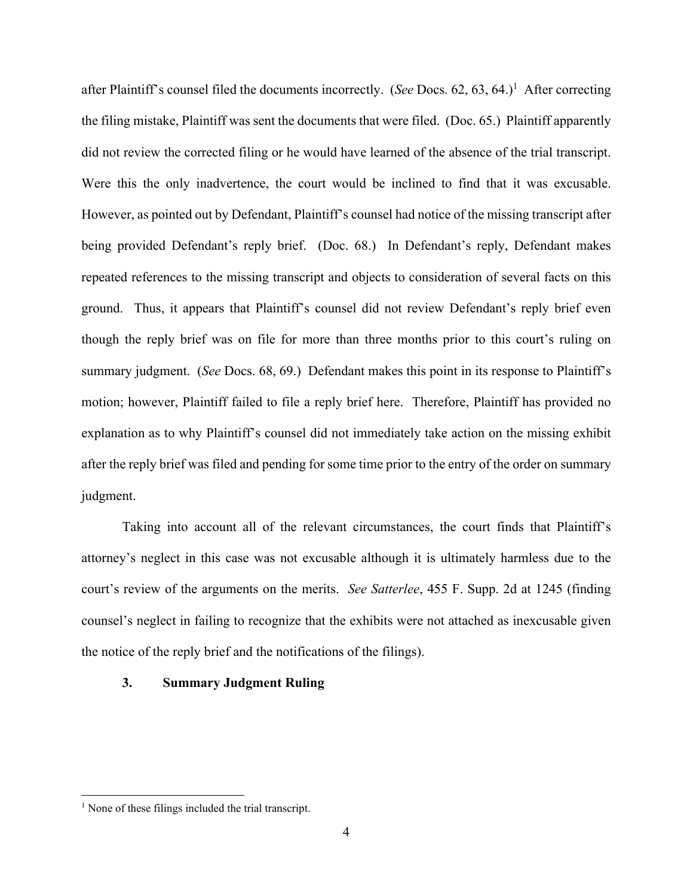after Plaintiff's counsel filed the documents incorrectly. (*See* Docs. 62, 63, 64.)[1] After correcting the filing mistake, Plaintiff was sent the documents that were filed. (Doc. 65.) Plaintiff apparently did not review the corrected filing or he would have learned of the absence of the trial transcript. Were this the only inadvertence, the court would be inclined to find that it was excusable. However, as pointed out by Defendant, Plaintiff's counsel had notice of the missing transcript after being provided Defendant's reply brief. (Doc. 68.) In Defendant's reply, Defendant makes repeated references to the missing transcript and objects to consideration of several facts on this ground. Thus, it appears that Plaintiff's counsel did not review Defendant's reply brief even though the reply brief was on file for more than three months prior to this court's ruling on summary judgment. (*See* Docs. 68, 69.) Defendant makes this point in its response to Plaintiff's motion; however, Plaintiff failed to file a reply brief here. Therefore, Plaintiff has provided no explanation as to why Plaintiff's counsel did not immediately take action on the missing exhibit after the reply brief was filed and pending for some time prior to the entry of the order on summary judgment.

Taking into account all of the relevant circumstances, the court finds that Plaintiff's attorney's neglect in this case was not excusable although it is ultimately harmless due to the court's review of the arguments on the merits. *See Satterlee*, 455 F. Supp. 2d at 1245 (finding counsel's neglect in failing to recognize that the exhibits were not attached as inexcusable given the notice of the reply brief and the notifications of the filings).

### 3. Summary Judgment Ruling

---

[1] None of these filings included the trial transcript.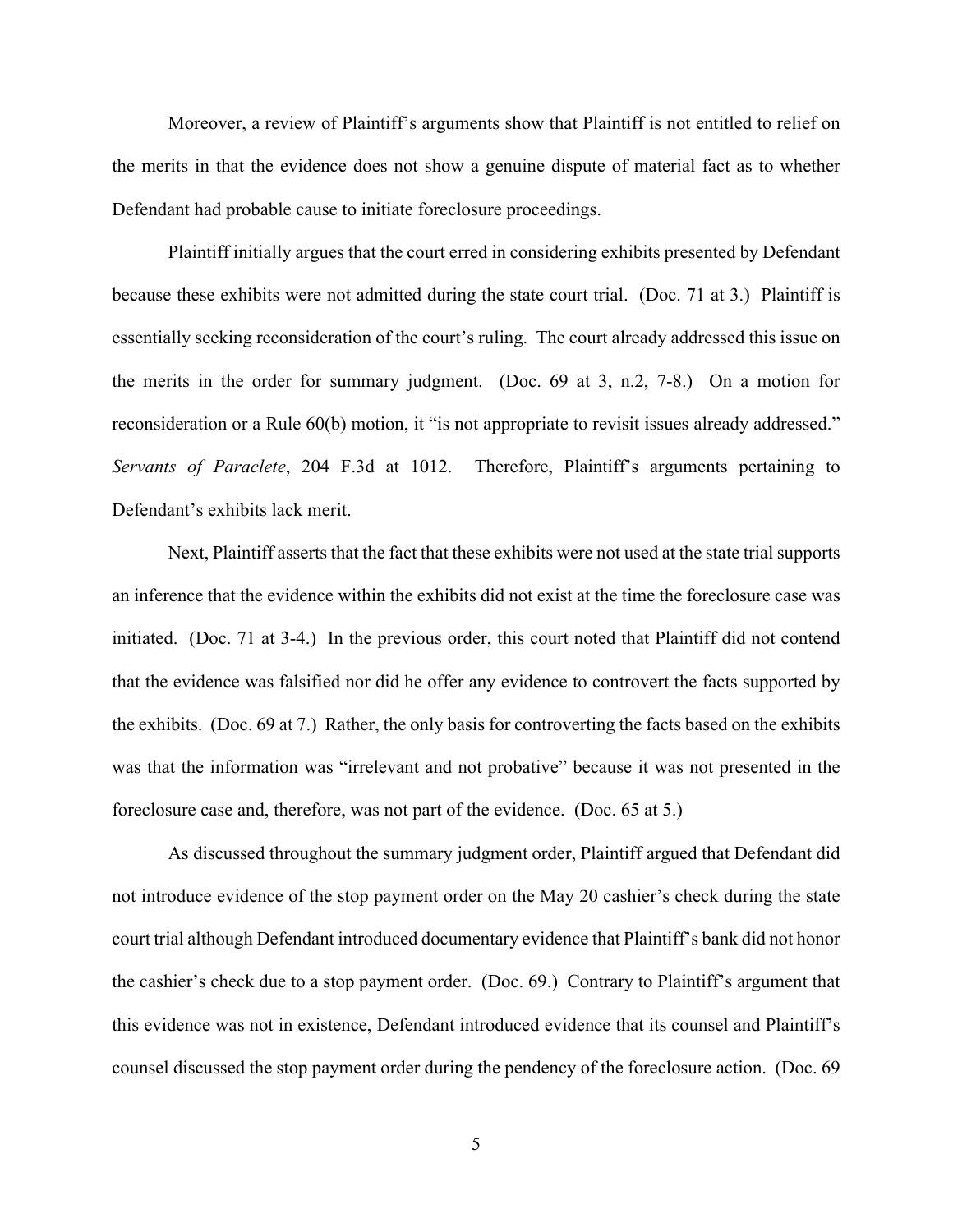Moreover, a review of Plaintiff's arguments show that Plaintiff is not entitled to relief on the merits in that the evidence does not show a genuine dispute of material fact as to whether Defendant had probable cause to initiate foreclosure proceedings.

Plaintiff initially argues that the court erred in considering exhibits presented by Defendant because these exhibits were not admitted during the state court trial. (Doc. 71 at 3.) Plaintiff is essentially seeking reconsideration of the court's ruling. The court already addressed this issue on the merits in the order for summary judgment. (Doc. 69 at 3, n.2, 7-8.) On a motion for reconsideration or a Rule 60(b) motion, it "is not appropriate to revisit issues already addressed." *Servants of Paraclete*, 204 F.3d at 1012. Therefore, Plaintiff's arguments pertaining to Defendant's exhibits lack merit.

Next, Plaintiff asserts that the fact that these exhibits were not used at the state trial supports an inference that the evidence within the exhibits did not exist at the time the foreclosure case was initiated. (Doc. 71 at 3-4.) In the previous order, this court noted that Plaintiff did not contend that the evidence was falsified nor did he offer any evidence to controvert the facts supported by the exhibits. (Doc. 69 at 7.) Rather, the only basis for controverting the facts based on the exhibits was that the information was "irrelevant and not probative" because it was not presented in the foreclosure case and, therefore, was not part of the evidence. (Doc. 65 at 5.)

As discussed throughout the summary judgment order, Plaintiff argued that Defendant did not introduce evidence of the stop payment order on the May 20 cashier's check during the state court trial although Defendant introduced documentary evidence that Plaintiff's bank did not honor the cashier's check due to a stop payment order. (Doc. 69.) Contrary to Plaintiff's argument that this evidence was not in existence, Defendant introduced evidence that its counsel and Plaintiff's counsel discussed the stop payment order during the pendency of the foreclosure action. (Doc. 69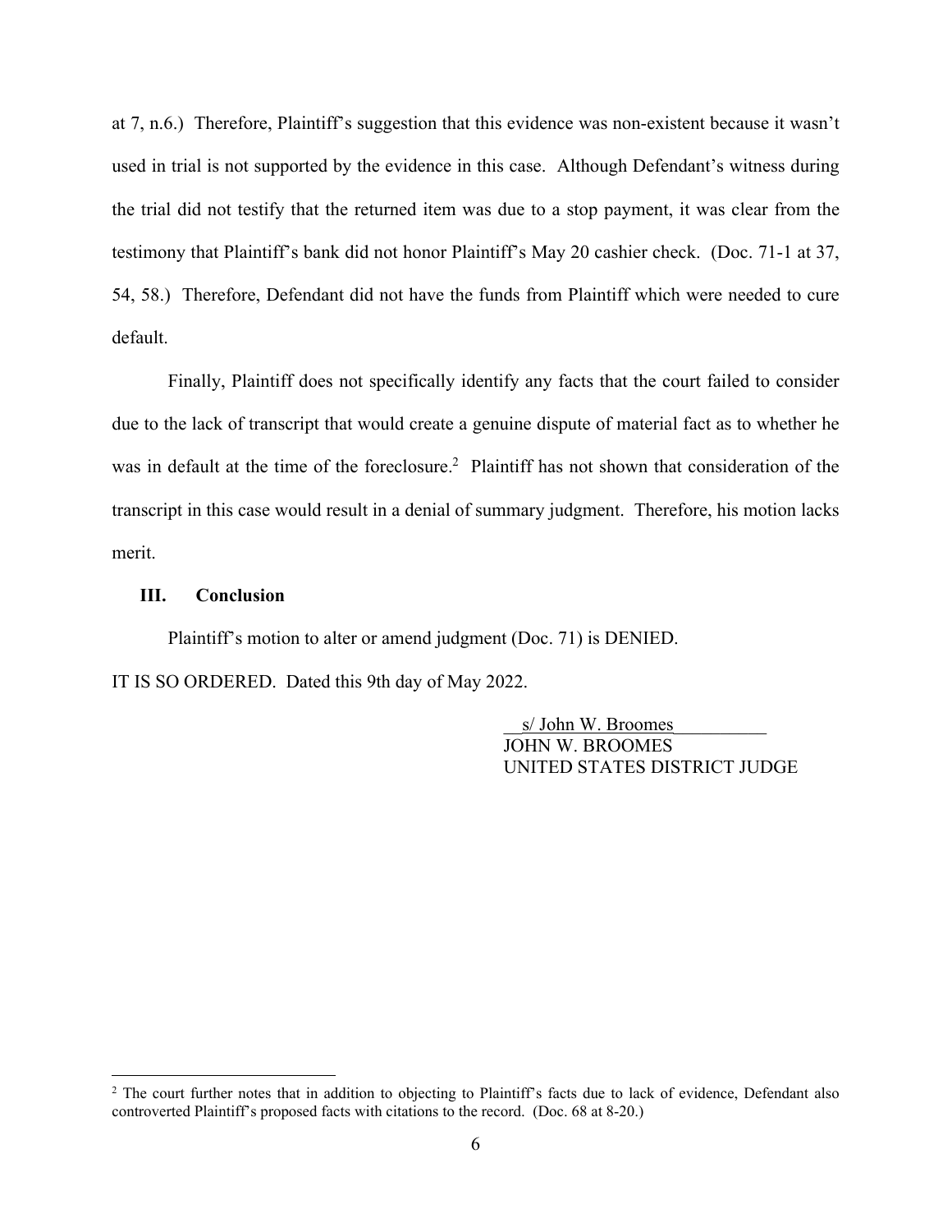at 7, n.6.) Therefore, Plaintiff's suggestion that this evidence was non-existent because it wasn't used in trial is not supported by the evidence in this case. Although Defendant's witness during the trial did not testify that the returned item was due to a stop payment, it was clear from the testimony that Plaintiff's bank did not honor Plaintiff's May 20 cashier check. (Doc. 71-1 at 37, 54, 58.) Therefore, Defendant did not have the funds from Plaintiff which were needed to cure default.

Finally, Plaintiff does not specifically identify any facts that the court failed to consider due to the lack of transcript that would create a genuine dispute of material fact as to whether he was in default at the time of the foreclosure.[2] Plaintiff has not shown that consideration of the transcript in this case would result in a denial of summary judgment. Therefore, his motion lacks merit.

## III. Conclusion

Plaintiff's motion to alter or amend judgment (Doc. 71) is DENIED.

IT IS SO ORDERED. Dated this 9th day of May 2022.

s/ John W. Broomes
JOHN W. BROOMES
UNITED STATES DISTRICT JUDGE

---

[2] The court further notes that in addition to objecting to Plaintiff's facts due to lack of evidence, Defendant also controverted Plaintiff's proposed facts with citations to the record. (Doc. 68 at 8-20.)